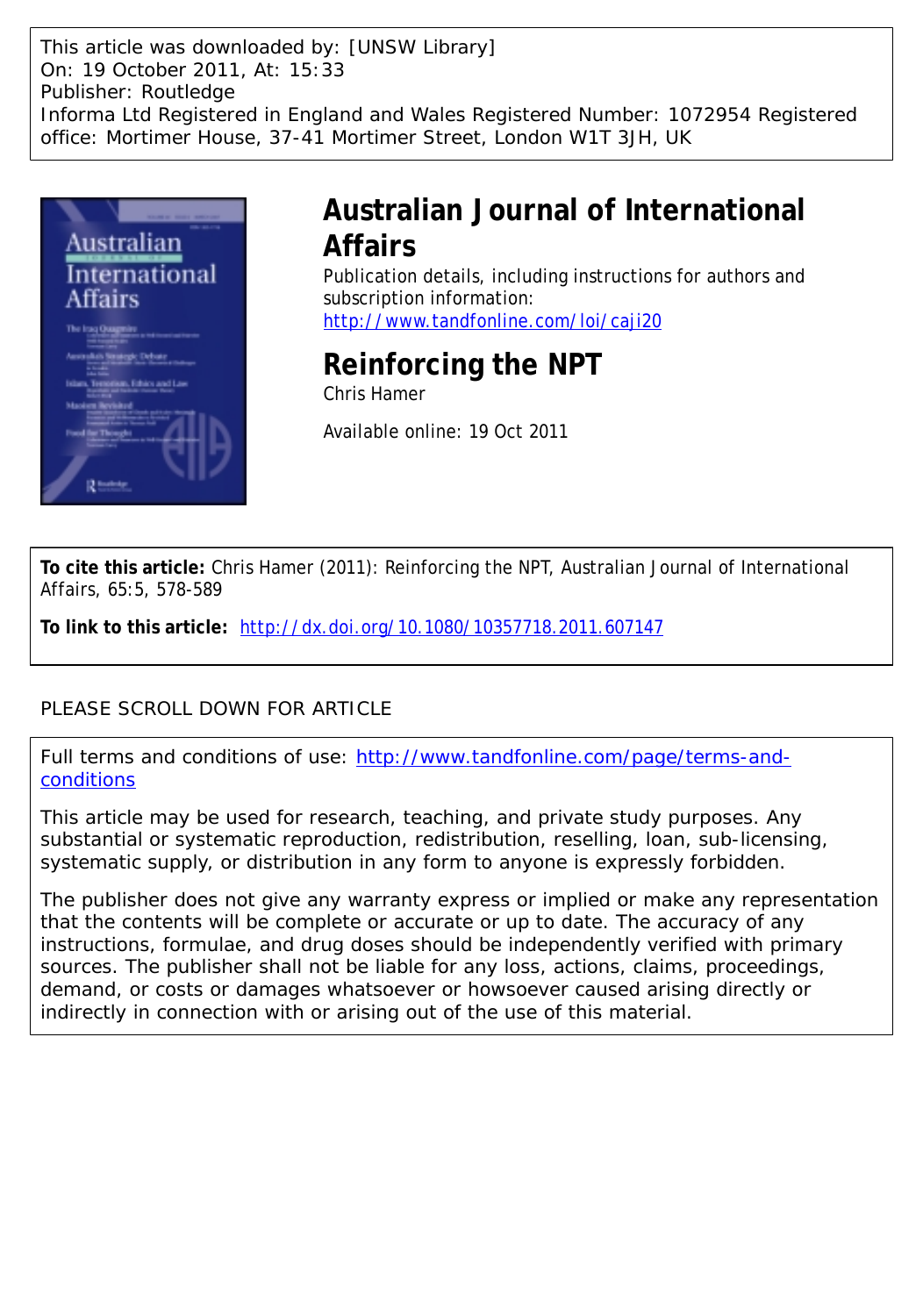This article was downloaded by: [UNSW Library]
On: 19 October 2011, At: 15:33
Publisher: Routledge
Informa Ltd Registered in England and Wales Registered Number: 1072954 Registered office: Mortimer House, 37-41 Mortimer Street, London W1T 3JH, UK

# Australian Journal of International Affairs

Publication details, including instructions for authors and subscription information:
http://www.tandfonline.com/loi/caji20

# Reinforcing the NPT

Chris Hamer

Available online: 19 Oct 2011

**To cite this article:** Chris Hamer (2011): Reinforcing the NPT, Australian Journal of International Affairs, 65:5, 578-589

**To link to this article:** http://dx.doi.org/10.1080/10357718.2011.607147

PLEASE SCROLL DOWN FOR ARTICLE

Full terms and conditions of use: http://www.tandfonline.com/page/terms-and-conditions

This article may be used for research, teaching, and private study purposes. Any substantial or systematic reproduction, redistribution, reselling, loan, sub-licensing, systematic supply, or distribution in any form to anyone is expressly forbidden.

The publisher does not give any warranty express or implied or make any representation that the contents will be complete or accurate or up to date. The accuracy of any instructions, formulae, and drug doses should be independently verified with primary sources. The publisher shall not be liable for any loss, actions, claims, proceedings, demand, or costs or damages whatsoever or howsoever caused arising directly or indirectly in connection with or arising out of the use of this material.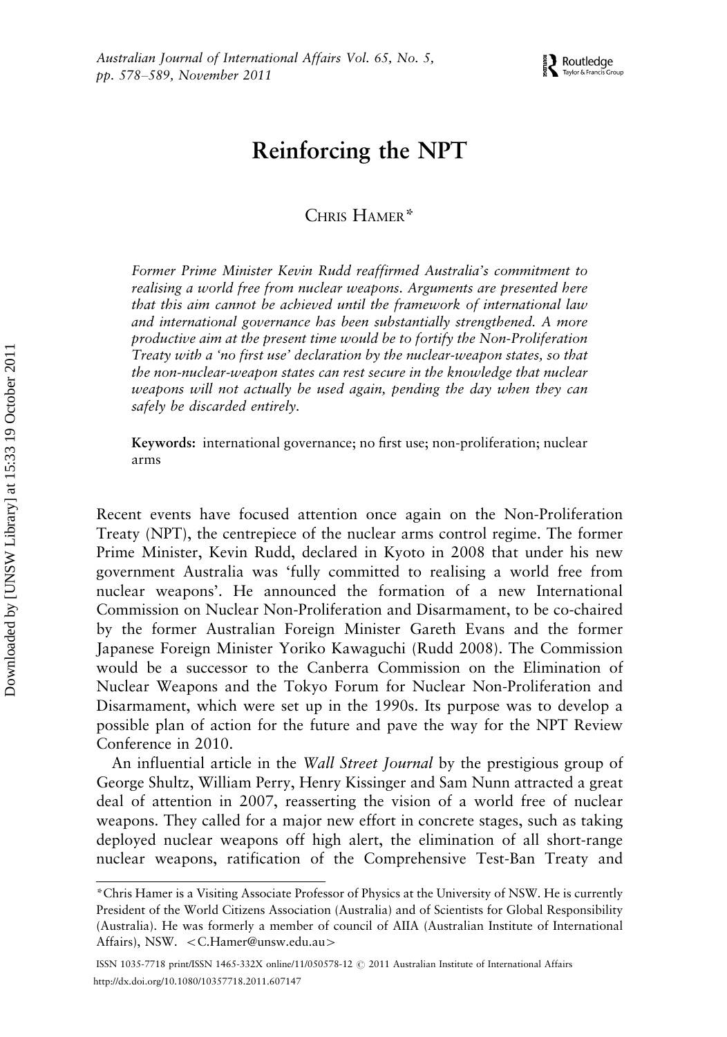# Reinforcing the NPT

Chris Hamer*

*Former Prime Minister Kevin Rudd reaffirmed Australia's commitment to realising a world free from nuclear weapons. Arguments are presented here that this aim cannot be achieved until the framework of international law and international governance has been substantially strengthened. A more productive aim at the present time would be to fortify the Non-Proliferation Treaty with a 'no first use' declaration by the nuclear-weapon states, so that the non-nuclear-weapon states can rest secure in the knowledge that nuclear weapons will not actually be used again, pending the day when they can safely be discarded entirely.*

**Keywords:** international governance; no first use; non-proliferation; nuclear arms

Recent events have focused attention once again on the Non-Proliferation Treaty (NPT), the centrepiece of the nuclear arms control regime. The former Prime Minister, Kevin Rudd, declared in Kyoto in 2008 that under his new government Australia was 'fully committed to realising a world free from nuclear weapons'. He announced the formation of a new International Commission on Nuclear Non-Proliferation and Disarmament, to be co-chaired by the former Australian Foreign Minister Gareth Evans and the former Japanese Foreign Minister Yoriko Kawaguchi (Rudd 2008). The Commission would be a successor to the Canberra Commission on the Elimination of Nuclear Weapons and the Tokyo Forum for Nuclear Non-Proliferation and Disarmament, which were set up in the 1990s. Its purpose was to develop a possible plan of action for the future and pave the way for the NPT Review Conference in 2010.

An influential article in the *Wall Street Journal* by the prestigious group of George Shultz, William Perry, Henry Kissinger and Sam Nunn attracted a great deal of attention in 2007, reasserting the vision of a world free of nuclear weapons. They called for a major new effort in concrete stages, such as taking deployed nuclear weapons off high alert, the elimination of all short-range nuclear weapons, ratification of the Comprehensive Test-Ban Treaty and

---

*Chris Hamer is a Visiting Associate Professor of Physics at the University of NSW. He is currently President of the World Citizens Association (Australia) and of Scientists for Global Responsibility (Australia). He was formerly a member of council of AIIA (Australian Institute of International Affairs), NSW. <C.Hamer@unsw.edu.au>

ISSN 1035-7718 print/ISSN 1465-332X online/11/050578-12 © 2011 Australian Institute of International Affairs
http://dx.doi.org/10.1080/10357718.2011.607147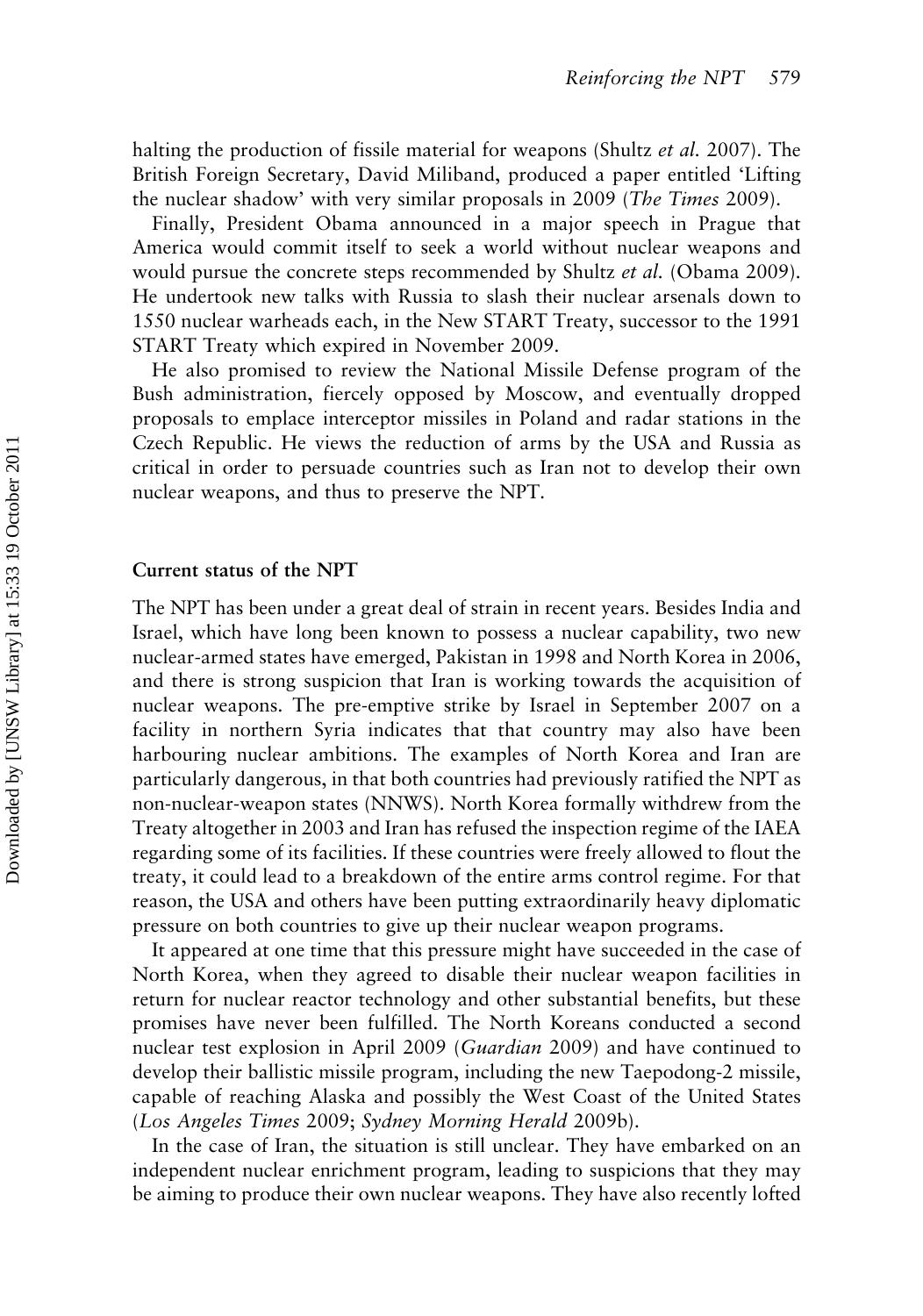halting the production of fissile material for weapons (Shultz *et al.* 2007). The British Foreign Secretary, David Miliband, produced a paper entitled 'Lifting the nuclear shadow' with very similar proposals in 2009 (*The Times* 2009).

Finally, President Obama announced in a major speech in Prague that America would commit itself to seek a world without nuclear weapons and would pursue the concrete steps recommended by Shultz *et al.* (Obama 2009). He undertook new talks with Russia to slash their nuclear arsenals down to 1550 nuclear warheads each, in the New START Treaty, successor to the 1991 START Treaty which expired in November 2009.

He also promised to review the National Missile Defense program of the Bush administration, fiercely opposed by Moscow, and eventually dropped proposals to emplace interceptor missiles in Poland and radar stations in the Czech Republic. He views the reduction of arms by the USA and Russia as critical in order to persuade countries such as Iran not to develop their own nuclear weapons, and thus to preserve the NPT.

## Current status of the NPT

The NPT has been under a great deal of strain in recent years. Besides India and Israel, which have long been known to possess a nuclear capability, two new nuclear-armed states have emerged, Pakistan in 1998 and North Korea in 2006, and there is strong suspicion that Iran is working towards the acquisition of nuclear weapons. The pre-emptive strike by Israel in September 2007 on a facility in northern Syria indicates that that country may also have been harbouring nuclear ambitions. The examples of North Korea and Iran are particularly dangerous, in that both countries had previously ratified the NPT as non-nuclear-weapon states (NNWS). North Korea formally withdrew from the Treaty altogether in 2003 and Iran has refused the inspection regime of the IAEA regarding some of its facilities. If these countries were freely allowed to flout the treaty, it could lead to a breakdown of the entire arms control regime. For that reason, the USA and others have been putting extraordinarily heavy diplomatic pressure on both countries to give up their nuclear weapon programs.

It appeared at one time that this pressure might have succeeded in the case of North Korea, when they agreed to disable their nuclear weapon facilities in return for nuclear reactor technology and other substantial benefits, but these promises have never been fulfilled. The North Koreans conducted a second nuclear test explosion in April 2009 (*Guardian* 2009) and have continued to develop their ballistic missile program, including the new Taepodong-2 missile, capable of reaching Alaska and possibly the West Coast of the United States (*Los Angeles Times* 2009; *Sydney Morning Herald* 2009b).

In the case of Iran, the situation is still unclear. They have embarked on an independent nuclear enrichment program, leading to suspicions that they may be aiming to produce their own nuclear weapons. They have also recently lofted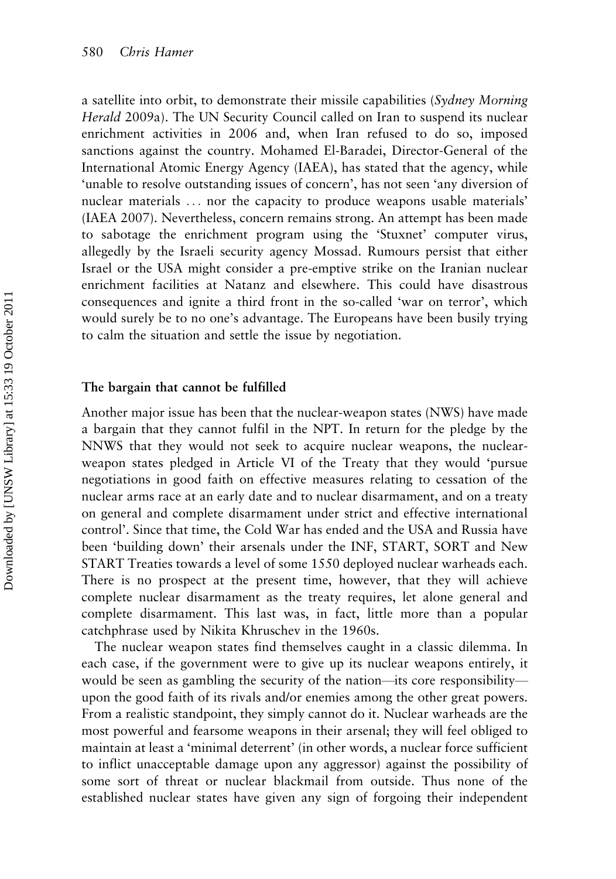a satellite into orbit, to demonstrate their missile capabilities (*Sydney Morning Herald* 2009a). The UN Security Council called on Iran to suspend its nuclear enrichment activities in 2006 and, when Iran refused to do so, imposed sanctions against the country. Mohamed El-Baradei, Director-General of the International Atomic Energy Agency (IAEA), has stated that the agency, while 'unable to resolve outstanding issues of concern', has not seen 'any diversion of nuclear materials … nor the capacity to produce weapons usable materials' (IAEA 2007). Nevertheless, concern remains strong. An attempt has been made to sabotage the enrichment program using the 'Stuxnet' computer virus, allegedly by the Israeli security agency Mossad. Rumours persist that either Israel or the USA might consider a pre-emptive strike on the Iranian nuclear enrichment facilities at Natanz and elsewhere. This could have disastrous consequences and ignite a third front in the so-called 'war on terror', which would surely be to no one's advantage. The Europeans have been busily trying to calm the situation and settle the issue by negotiation.

## The bargain that cannot be fulfilled

Another major issue has been that the nuclear-weapon states (NWS) have made a bargain that they cannot fulfil in the NPT. In return for the pledge by the NNWS that they would not seek to acquire nuclear weapons, the nuclear-weapon states pledged in Article VI of the Treaty that they would 'pursue negotiations in good faith on effective measures relating to cessation of the nuclear arms race at an early date and to nuclear disarmament, and on a treaty on general and complete disarmament under strict and effective international control'. Since that time, the Cold War has ended and the USA and Russia have been 'building down' their arsenals under the INF, START, SORT and New START Treaties towards a level of some 1550 deployed nuclear warheads each. There is no prospect at the present time, however, that they will achieve complete nuclear disarmament as the treaty requires, let alone general and complete disarmament. This last was, in fact, little more than a popular catchphrase used by Nikita Khruschev in the 1960s.

The nuclear weapon states find themselves caught in a classic dilemma. In each case, if the government were to give up its nuclear weapons entirely, it would be seen as gambling the security of the nation—its core responsibility—upon the good faith of its rivals and/or enemies among the other great powers. From a realistic standpoint, they simply cannot do it. Nuclear warheads are the most powerful and fearsome weapons in their arsenal; they will feel obliged to maintain at least a 'minimal deterrent' (in other words, a nuclear force sufficient to inflict unacceptable damage upon any aggressor) against the possibility of some sort of threat or nuclear blackmail from outside. Thus none of the established nuclear states have given any sign of forgoing their independent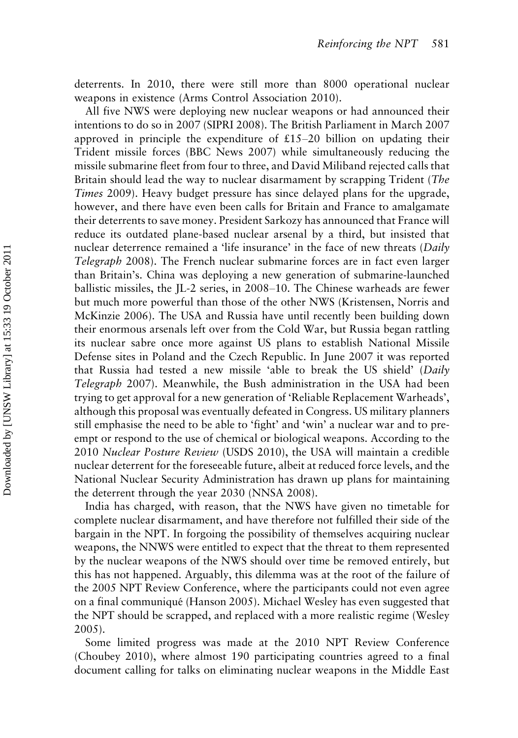deterrents. In 2010, there were still more than 8000 operational nuclear weapons in existence (Arms Control Association 2010).

All five NWS were deploying new nuclear weapons or had announced their intentions to do so in 2007 (SIPRI 2008). The British Parliament in March 2007 approved in principle the expenditure of £15–20 billion on updating their Trident missile forces (BBC News 2007) while simultaneously reducing the missile submarine fleet from four to three, and David Miliband rejected calls that Britain should lead the way to nuclear disarmament by scrapping Trident (*The Times* 2009). Heavy budget pressure has since delayed plans for the upgrade, however, and there have even been calls for Britain and France to amalgamate their deterrents to save money. President Sarkozy has announced that France will reduce its outdated plane-based nuclear arsenal by a third, but insisted that nuclear deterrence remained a 'life insurance' in the face of new threats (*Daily Telegraph* 2008). The French nuclear submarine forces are in fact even larger than Britain's. China was deploying a new generation of submarine-launched ballistic missiles, the JL-2 series, in 2008–10. The Chinese warheads are fewer but much more powerful than those of the other NWS (Kristensen, Norris and McKinzie 2006). The USA and Russia have until recently been building down their enormous arsenals left over from the Cold War, but Russia began rattling its nuclear sabre once more against US plans to establish National Missile Defense sites in Poland and the Czech Republic. In June 2007 it was reported that Russia had tested a new missile 'able to break the US shield' (*Daily Telegraph* 2007). Meanwhile, the Bush administration in the USA had been trying to get approval for a new generation of 'Reliable Replacement Warheads', although this proposal was eventually defeated in Congress. US military planners still emphasise the need to be able to 'fight' and 'win' a nuclear war and to pre-empt or respond to the use of chemical or biological weapons. According to the 2010 *Nuclear Posture Review* (USDS 2010), the USA will maintain a credible nuclear deterrent for the foreseeable future, albeit at reduced force levels, and the National Nuclear Security Administration has drawn up plans for maintaining the deterrent through the year 2030 (NNSA 2008).

India has charged, with reason, that the NWS have given no timetable for complete nuclear disarmament, and have therefore not fulfilled their side of the bargain in the NPT. In forgoing the possibility of themselves acquiring nuclear weapons, the NNWS were entitled to expect that the threat to them represented by the nuclear weapons of the NWS should over time be removed entirely, but this has not happened. Arguably, this dilemma was at the root of the failure of the 2005 NPT Review Conference, where the participants could not even agree on a final communiqué (Hanson 2005). Michael Wesley has even suggested that the NPT should be scrapped, and replaced with a more realistic regime (Wesley 2005).

Some limited progress was made at the 2010 NPT Review Conference (Choubey 2010), where almost 190 participating countries agreed to a final document calling for talks on eliminating nuclear weapons in the Middle East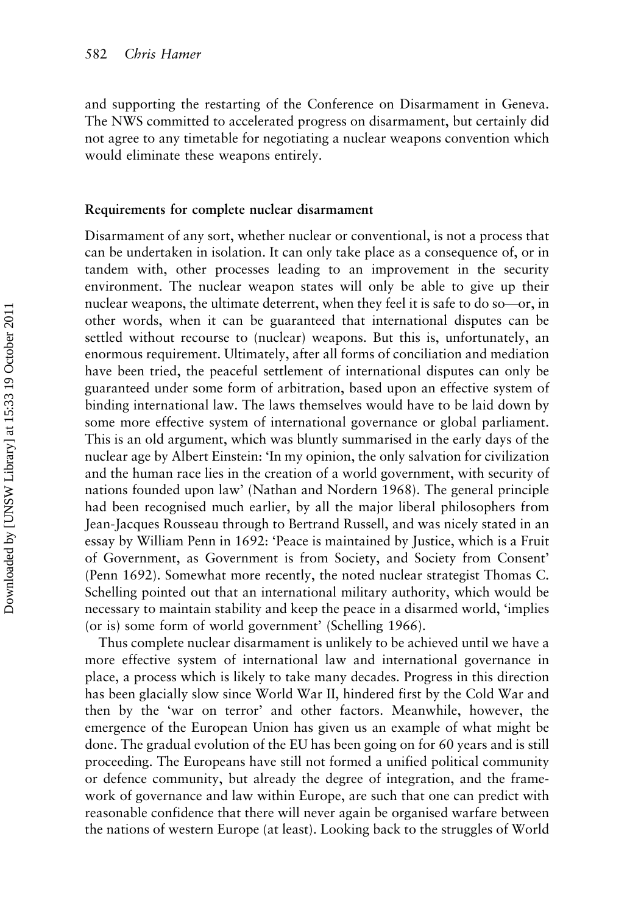and supporting the restarting of the Conference on Disarmament in Geneva. The NWS committed to accelerated progress on disarmament, but certainly did not agree to any timetable for negotiating a nuclear weapons convention which would eliminate these weapons entirely.

### Requirements for complete nuclear disarmament

Disarmament of any sort, whether nuclear or conventional, is not a process that can be undertaken in isolation. It can only take place as a consequence of, or in tandem with, other processes leading to an improvement in the security environment. The nuclear weapon states will only be able to give up their nuclear weapons, the ultimate deterrent, when they feel it is safe to do so—or, in other words, when it can be guaranteed that international disputes can be settled without recourse to (nuclear) weapons. But this is, unfortunately, an enormous requirement. Ultimately, after all forms of conciliation and mediation have been tried, the peaceful settlement of international disputes can only be guaranteed under some form of arbitration, based upon an effective system of binding international law. The laws themselves would have to be laid down by some more effective system of international governance or global parliament. This is an old argument, which was bluntly summarised in the early days of the nuclear age by Albert Einstein: 'In my opinion, the only salvation for civilization and the human race lies in the creation of a world government, with security of nations founded upon law' (Nathan and Nordern 1968). The general principle had been recognised much earlier, by all the major liberal philosophers from Jean-Jacques Rousseau through to Bertrand Russell, and was nicely stated in an essay by William Penn in 1692: 'Peace is maintained by Justice, which is a Fruit of Government, as Government is from Society, and Society from Consent' (Penn 1692). Somewhat more recently, the noted nuclear strategist Thomas C. Schelling pointed out that an international military authority, which would be necessary to maintain stability and keep the peace in a disarmed world, 'implies (or is) some form of world government' (Schelling 1966).

Thus complete nuclear disarmament is unlikely to be achieved until we have a more effective system of international law and international governance in place, a process which is likely to take many decades. Progress in this direction has been glacially slow since World War II, hindered first by the Cold War and then by the 'war on terror' and other factors. Meanwhile, however, the emergence of the European Union has given us an example of what might be done. The gradual evolution of the EU has been going on for 60 years and is still proceeding. The Europeans have still not formed a unified political community or defence community, but already the degree of integration, and the framework of governance and law within Europe, are such that one can predict with reasonable confidence that there will never again be organised warfare between the nations of western Europe (at least). Looking back to the struggles of World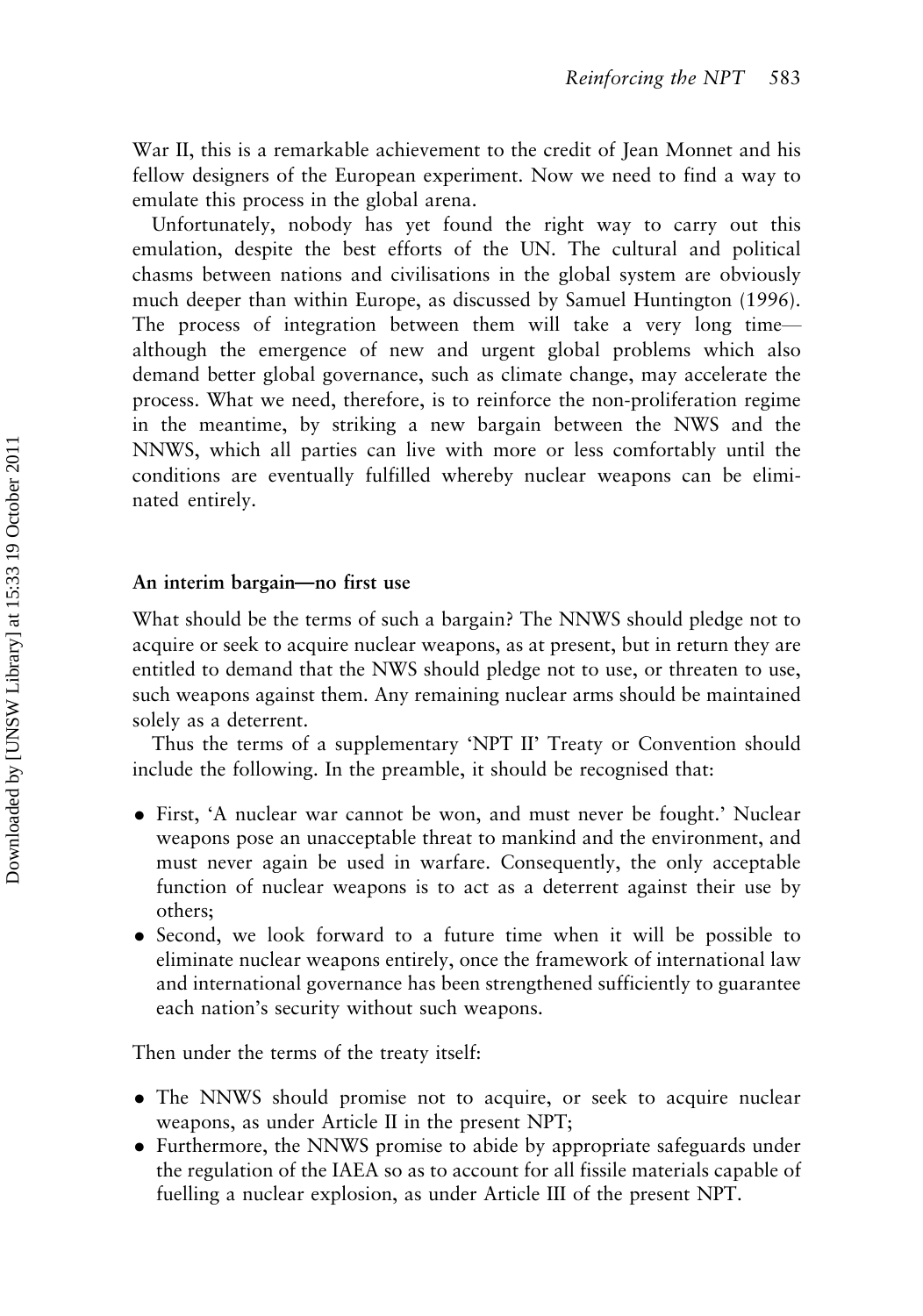War II, this is a remarkable achievement to the credit of Jean Monnet and his fellow designers of the European experiment. Now we need to find a way to emulate this process in the global arena.

Unfortunately, nobody has yet found the right way to carry out this emulation, despite the best efforts of the UN. The cultural and political chasms between nations and civilisations in the global system are obviously much deeper than within Europe, as discussed by Samuel Huntington (1996). The process of integration between them will take a very long time—although the emergence of new and urgent global problems which also demand better global governance, such as climate change, may accelerate the process. What we need, therefore, is to reinforce the non-proliferation regime in the meantime, by striking a new bargain between the NWS and the NNWS, which all parties can live with more or less comfortably until the conditions are eventually fulfilled whereby nuclear weapons can be eliminated entirely.

### An interim bargain—no first use

What should be the terms of such a bargain? The NNWS should pledge not to acquire or seek to acquire nuclear weapons, as at present, but in return they are entitled to demand that the NWS should pledge not to use, or threaten to use, such weapons against them. Any remaining nuclear arms should be maintained solely as a deterrent.

Thus the terms of a supplementary 'NPT II' Treaty or Convention should include the following. In the preamble, it should be recognised that:

- First, 'A nuclear war cannot be won, and must never be fought.' Nuclear weapons pose an unacceptable threat to mankind and the environment, and must never again be used in warfare. Consequently, the only acceptable function of nuclear weapons is to act as a deterrent against their use by others;
- Second, we look forward to a future time when it will be possible to eliminate nuclear weapons entirely, once the framework of international law and international governance has been strengthened sufficiently to guarantee each nation's security without such weapons.

Then under the terms of the treaty itself:

- The NNWS should promise not to acquire, or seek to acquire nuclear weapons, as under Article II in the present NPT;
- Furthermore, the NNWS promise to abide by appropriate safeguards under the regulation of the IAEA so as to account for all fissile materials capable of fuelling a nuclear explosion, as under Article III of the present NPT.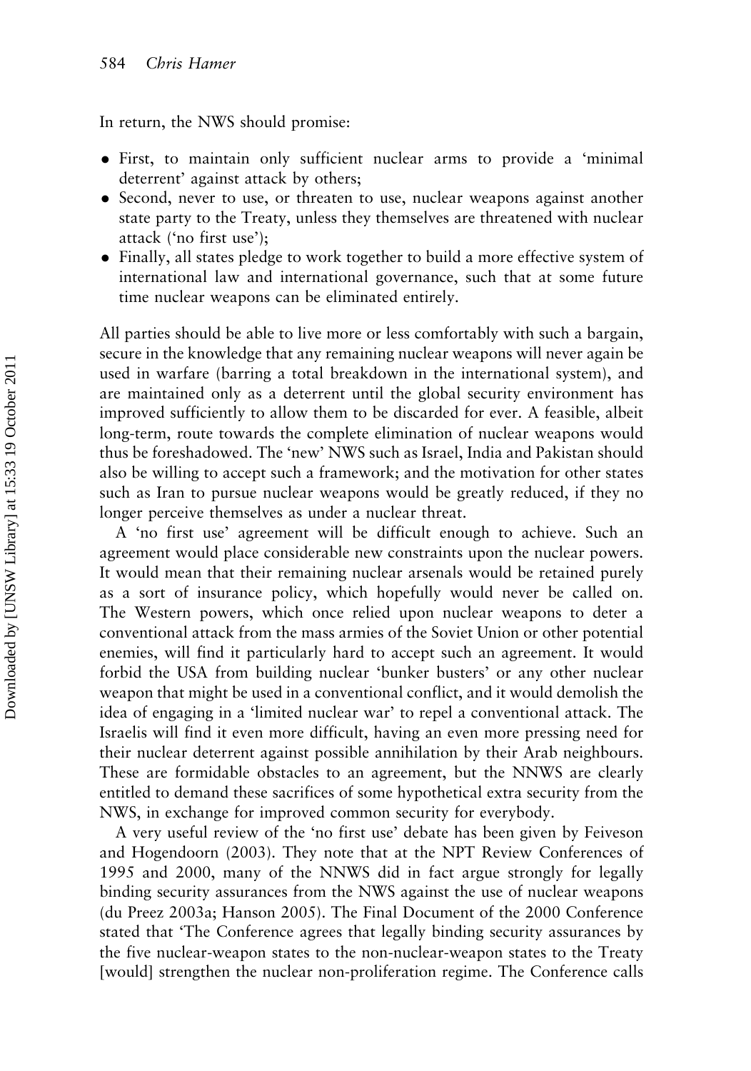In return, the NWS should promise:

- First, to maintain only sufficient nuclear arms to provide a 'minimal deterrent' against attack by others;
- Second, never to use, or threaten to use, nuclear weapons against another state party to the Treaty, unless they themselves are threatened with nuclear attack ('no first use');
- Finally, all states pledge to work together to build a more effective system of international law and international governance, such that at some future time nuclear weapons can be eliminated entirely.

All parties should be able to live more or less comfortably with such a bargain, secure in the knowledge that any remaining nuclear weapons will never again be used in warfare (barring a total breakdown in the international system), and are maintained only as a deterrent until the global security environment has improved sufficiently to allow them to be discarded for ever. A feasible, albeit long-term, route towards the complete elimination of nuclear weapons would thus be foreshadowed. The 'new' NWS such as Israel, India and Pakistan should also be willing to accept such a framework; and the motivation for other states such as Iran to pursue nuclear weapons would be greatly reduced, if they no longer perceive themselves as under a nuclear threat.

A 'no first use' agreement will be difficult enough to achieve. Such an agreement would place considerable new constraints upon the nuclear powers. It would mean that their remaining nuclear arsenals would be retained purely as a sort of insurance policy, which hopefully would never be called on. The Western powers, which once relied upon nuclear weapons to deter a conventional attack from the mass armies of the Soviet Union or other potential enemies, will find it particularly hard to accept such an agreement. It would forbid the USA from building nuclear 'bunker busters' or any other nuclear weapon that might be used in a conventional conflict, and it would demolish the idea of engaging in a 'limited nuclear war' to repel a conventional attack. The Israelis will find it even more difficult, having an even more pressing need for their nuclear deterrent against possible annihilation by their Arab neighbours. These are formidable obstacles to an agreement, but the NNWS are clearly entitled to demand these sacrifices of some hypothetical extra security from the NWS, in exchange for improved common security for everybody.

A very useful review of the 'no first use' debate has been given by Feiveson and Hogendoorn (2003). They note that at the NPT Review Conferences of 1995 and 2000, many of the NNWS did in fact argue strongly for legally binding security assurances from the NWS against the use of nuclear weapons (du Preez 2003a; Hanson 2005). The Final Document of the 2000 Conference stated that 'The Conference agrees that legally binding security assurances by the five nuclear-weapon states to the non-nuclear-weapon states to the Treaty [would] strengthen the nuclear non-proliferation regime. The Conference calls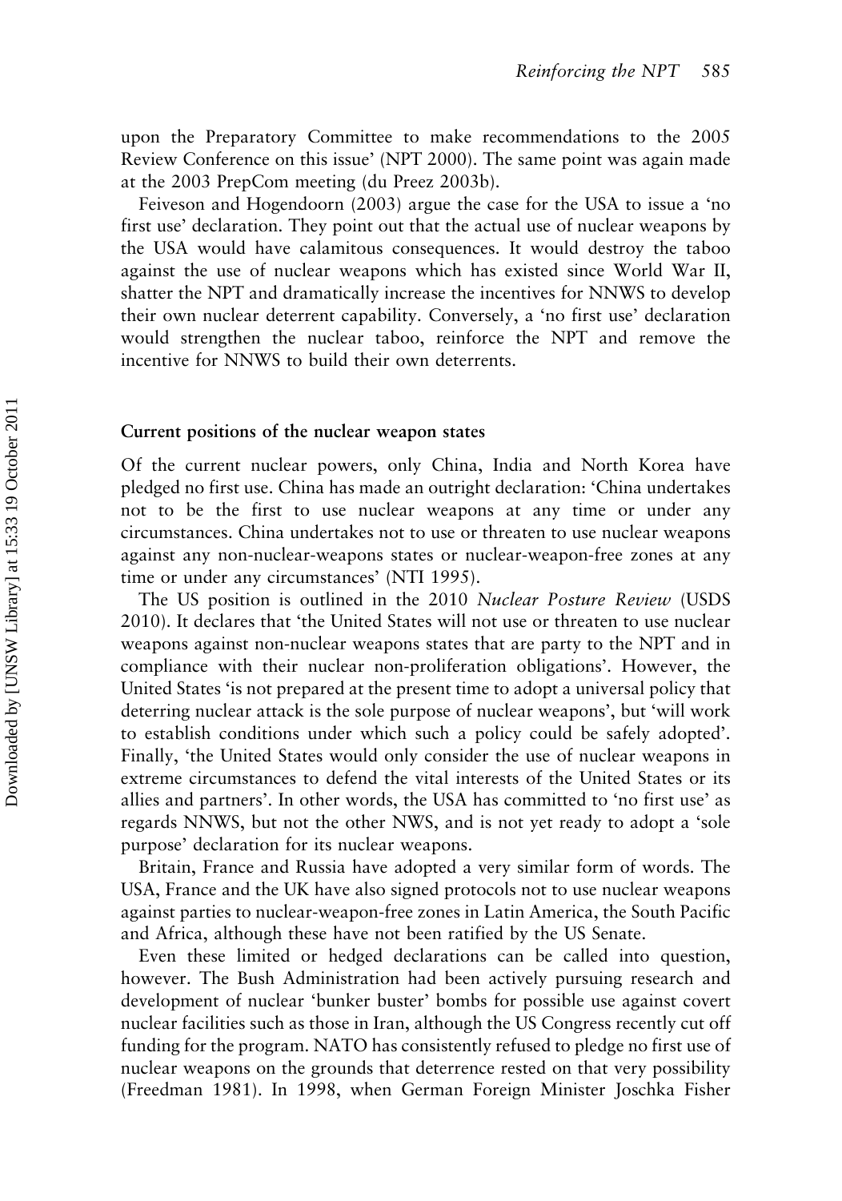upon the Preparatory Committee to make recommendations to the 2005 Review Conference on this issue' (NPT 2000). The same point was again made at the 2003 PrepCom meeting (du Preez 2003b).

Feiveson and Hogendoorn (2003) argue the case for the USA to issue a 'no first use' declaration. They point out that the actual use of nuclear weapons by the USA would have calamitous consequences. It would destroy the taboo against the use of nuclear weapons which has existed since World War II, shatter the NPT and dramatically increase the incentives for NNWS to develop their own nuclear deterrent capability. Conversely, a 'no first use' declaration would strengthen the nuclear taboo, reinforce the NPT and remove the incentive for NNWS to build their own deterrents.

## Current positions of the nuclear weapon states

Of the current nuclear powers, only China, India and North Korea have pledged no first use. China has made an outright declaration: 'China undertakes not to be the first to use nuclear weapons at any time or under any circumstances. China undertakes not to use or threaten to use nuclear weapons against any non-nuclear-weapons states or nuclear-weapon-free zones at any time or under any circumstances' (NTI 1995).

The US position is outlined in the 2010 *Nuclear Posture Review* (USDS 2010). It declares that 'the United States will not use or threaten to use nuclear weapons against non-nuclear weapons states that are party to the NPT and in compliance with their nuclear non-proliferation obligations'. However, the United States 'is not prepared at the present time to adopt a universal policy that deterring nuclear attack is the sole purpose of nuclear weapons', but 'will work to establish conditions under which such a policy could be safely adopted'. Finally, 'the United States would only consider the use of nuclear weapons in extreme circumstances to defend the vital interests of the United States or its allies and partners'. In other words, the USA has committed to 'no first use' as regards NNWS, but not the other NWS, and is not yet ready to adopt a 'sole purpose' declaration for its nuclear weapons.

Britain, France and Russia have adopted a very similar form of words. The USA, France and the UK have also signed protocols not to use nuclear weapons against parties to nuclear-weapon-free zones in Latin America, the South Pacific and Africa, although these have not been ratified by the US Senate.

Even these limited or hedged declarations can be called into question, however. The Bush Administration had been actively pursuing research and development of nuclear 'bunker buster' bombs for possible use against covert nuclear facilities such as those in Iran, although the US Congress recently cut off funding for the program. NATO has consistently refused to pledge no first use of nuclear weapons on the grounds that deterrence rested on that very possibility (Freedman 1981). In 1998, when German Foreign Minister Joschka Fisher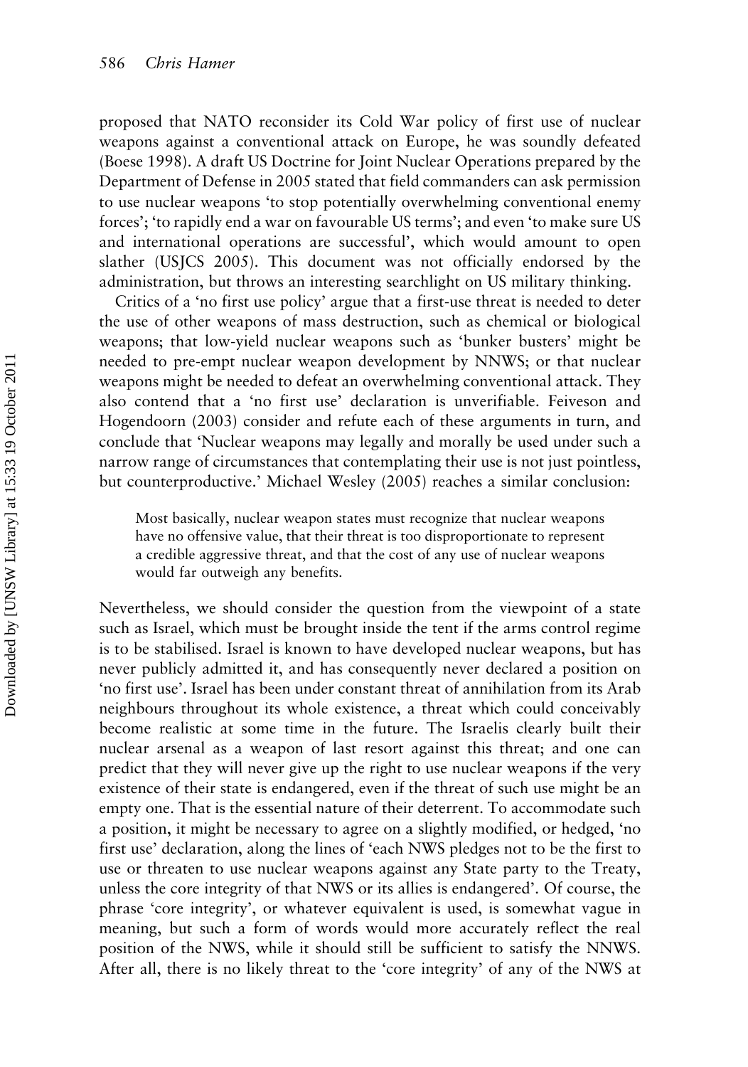proposed that NATO reconsider its Cold War policy of first use of nuclear weapons against a conventional attack on Europe, he was soundly defeated (Boese 1998). A draft US Doctrine for Joint Nuclear Operations prepared by the Department of Defense in 2005 stated that field commanders can ask permission to use nuclear weapons 'to stop potentially overwhelming conventional enemy forces'; 'to rapidly end a war on favourable US terms'; and even 'to make sure US and international operations are successful', which would amount to open slather (USJCS 2005). This document was not officially endorsed by the administration, but throws an interesting searchlight on US military thinking.

Critics of a 'no first use policy' argue that a first-use threat is needed to deter the use of other weapons of mass destruction, such as chemical or biological weapons; that low-yield nuclear weapons such as 'bunker busters' might be needed to pre-empt nuclear weapon development by NNWS; or that nuclear weapons might be needed to defeat an overwhelming conventional attack. They also contend that a 'no first use' declaration is unverifiable. Feiveson and Hogendoorn (2003) consider and refute each of these arguments in turn, and conclude that 'Nuclear weapons may legally and morally be used under such a narrow range of circumstances that contemplating their use is not just pointless, but counterproductive.' Michael Wesley (2005) reaches a similar conclusion:

> Most basically, nuclear weapon states must recognize that nuclear weapons have no offensive value, that their threat is too disproportionate to represent a credible aggressive threat, and that the cost of any use of nuclear weapons would far outweigh any benefits.

Nevertheless, we should consider the question from the viewpoint of a state such as Israel, which must be brought inside the tent if the arms control regime is to be stabilised. Israel is known to have developed nuclear weapons, but has never publicly admitted it, and has consequently never declared a position on 'no first use'. Israel has been under constant threat of annihilation from its Arab neighbours throughout its whole existence, a threat which could conceivably become realistic at some time in the future. The Israelis clearly built their nuclear arsenal as a weapon of last resort against this threat; and one can predict that they will never give up the right to use nuclear weapons if the very existence of their state is endangered, even if the threat of such use might be an empty one. That is the essential nature of their deterrent. To accommodate such a position, it might be necessary to agree on a slightly modified, or hedged, 'no first use' declaration, along the lines of 'each NWS pledges not to be the first to use or threaten to use nuclear weapons against any State party to the Treaty, unless the core integrity of that NWS or its allies is endangered'. Of course, the phrase 'core integrity', or whatever equivalent is used, is somewhat vague in meaning, but such a form of words would more accurately reflect the real position of the NWS, while it should still be sufficient to satisfy the NNWS. After all, there is no likely threat to the 'core integrity' of any of the NWS at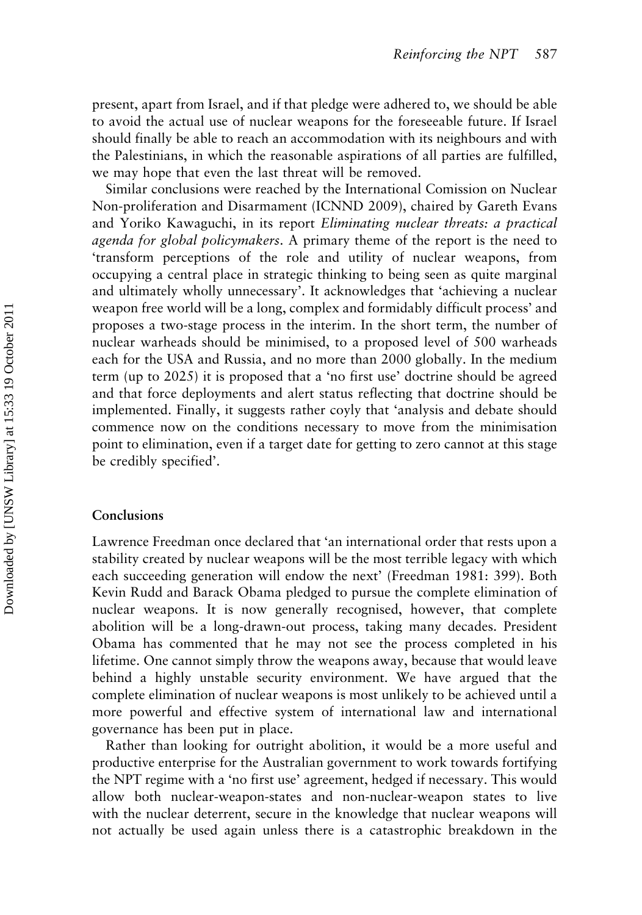present, apart from Israel, and if that pledge were adhered to, we should be able to avoid the actual use of nuclear weapons for the foreseeable future. If Israel should finally be able to reach an accommodation with its neighbours and with the Palestinians, in which the reasonable aspirations of all parties are fulfilled, we may hope that even the last threat will be removed.

Similar conclusions were reached by the International Comission on Nuclear Non-proliferation and Disarmament (ICNND 2009), chaired by Gareth Evans and Yoriko Kawaguchi, in its report *Eliminating nuclear threats: a practical agenda for global policymakers*. A primary theme of the report is the need to 'transform perceptions of the role and utility of nuclear weapons, from occupying a central place in strategic thinking to being seen as quite marginal and ultimately wholly unnecessary'. It acknowledges that 'achieving a nuclear weapon free world will be a long, complex and formidably difficult process' and proposes a two-stage process in the interim. In the short term, the number of nuclear warheads should be minimised, to a proposed level of 500 warheads each for the USA and Russia, and no more than 2000 globally. In the medium term (up to 2025) it is proposed that a 'no first use' doctrine should be agreed and that force deployments and alert status reflecting that doctrine should be implemented. Finally, it suggests rather coyly that 'analysis and debate should commence now on the conditions necessary to move from the minimisation point to elimination, even if a target date for getting to zero cannot at this stage be credibly specified'.

## Conclusions

Lawrence Freedman once declared that 'an international order that rests upon a stability created by nuclear weapons will be the most terrible legacy with which each succeeding generation will endow the next' (Freedman 1981: 399). Both Kevin Rudd and Barack Obama pledged to pursue the complete elimination of nuclear weapons. It is now generally recognised, however, that complete abolition will be a long-drawn-out process, taking many decades. President Obama has commented that he may not see the process completed in his lifetime. One cannot simply throw the weapons away, because that would leave behind a highly unstable security environment. We have argued that the complete elimination of nuclear weapons is most unlikely to be achieved until a more powerful and effective system of international law and international governance has been put in place.

Rather than looking for outright abolition, it would be a more useful and productive enterprise for the Australian government to work towards fortifying the NPT regime with a 'no first use' agreement, hedged if necessary. This would allow both nuclear-weapon-states and non-nuclear-weapon states to live with the nuclear deterrent, secure in the knowledge that nuclear weapons will not actually be used again unless there is a catastrophic breakdown in the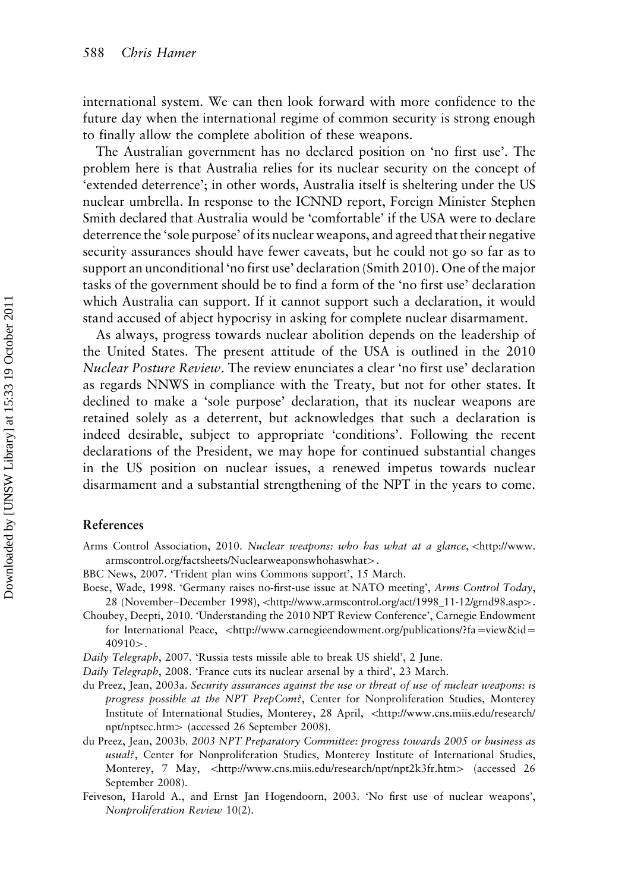international system. We can then look forward with more confidence to the future day when the international regime of common security is strong enough to finally allow the complete abolition of these weapons.

The Australian government has no declared position on 'no first use'. The problem here is that Australia relies for its nuclear security on the concept of 'extended deterrence'; in other words, Australia itself is sheltering under the US nuclear umbrella. In response to the ICNND report, Foreign Minister Stephen Smith declared that Australia would be 'comfortable' if the USA were to declare deterrence the 'sole purpose' of its nuclear weapons, and agreed that their negative security assurances should have fewer caveats, but he could not go so far as to support an unconditional 'no first use' declaration (Smith 2010). One of the major tasks of the government should be to find a form of the 'no first use' declaration which Australia can support. If it cannot support such a declaration, it would stand accused of abject hypocrisy in asking for complete nuclear disarmament.

As always, progress towards nuclear abolition depends on the leadership of the United States. The present attitude of the USA is outlined in the 2010 *Nuclear Posture Review*. The review enunciates a clear 'no first use' declaration as regards NNWS in compliance with the Treaty, but not for other states. It declined to make a 'sole purpose' declaration, that its nuclear weapons are retained solely as a deterrent, but acknowledges that such a declaration is indeed desirable, subject to appropriate 'conditions'. Following the recent declarations of the President, we may hope for continued substantial changes in the US position on nuclear issues, a renewed impetus towards nuclear disarmament and a substantial strengthening of the NPT in the years to come.

## References

Arms Control Association, 2010. *Nuclear weapons: who has what at a glance*, <http://www.armscontrol.org/factsheets/Nuclearweaponswhohaswhat>.

BBC News, 2007. 'Trident plan wins Commons support', 15 March.

Boese, Wade, 1998. 'Germany raises no-first-use issue at NATO meeting', *Arms Control Today*, 28 (November–December 1998), <http://www.armscontrol.org/act/1998_11-12/grnd98.asp>.

Choubey, Deepti, 2010. 'Understanding the 2010 NPT Review Conference', Carnegie Endowment for International Peace, <http://www.carnegieendowment.org/publications/?fa=view&id=40910>.

*Daily Telegraph*, 2007. 'Russia tests missile able to break US shield', 2 June.

*Daily Telegraph*, 2008. 'France cuts its nuclear arsenal by a third', 23 March.

du Preez, Jean, 2003a. *Security assurances against the use or threat of use of nuclear weapons: is progress possible at the NPT PrepCom?*, Center for Nonproliferation Studies, Monterey Institute of International Studies, Monterey, 28 April, <http://www.cns.miis.edu/research/npt/nptsec.htm> (accessed 26 September 2008).

du Preez, Jean, 2003b. *2003 NPT Preparatory Committee: progress towards 2005 or business as usual?*, Center for Nonproliferation Studies, Monterey Institute of International Studies, Monterey, 7 May, <http://www.cns.miis.edu/research/npt/npt2k3fr.htm> (accessed 26 September 2008).

Feiveson, Harold A., and Ernst Jan Hogendoorn, 2003. 'No first use of nuclear weapons', *Nonproliferation Review* 10(2).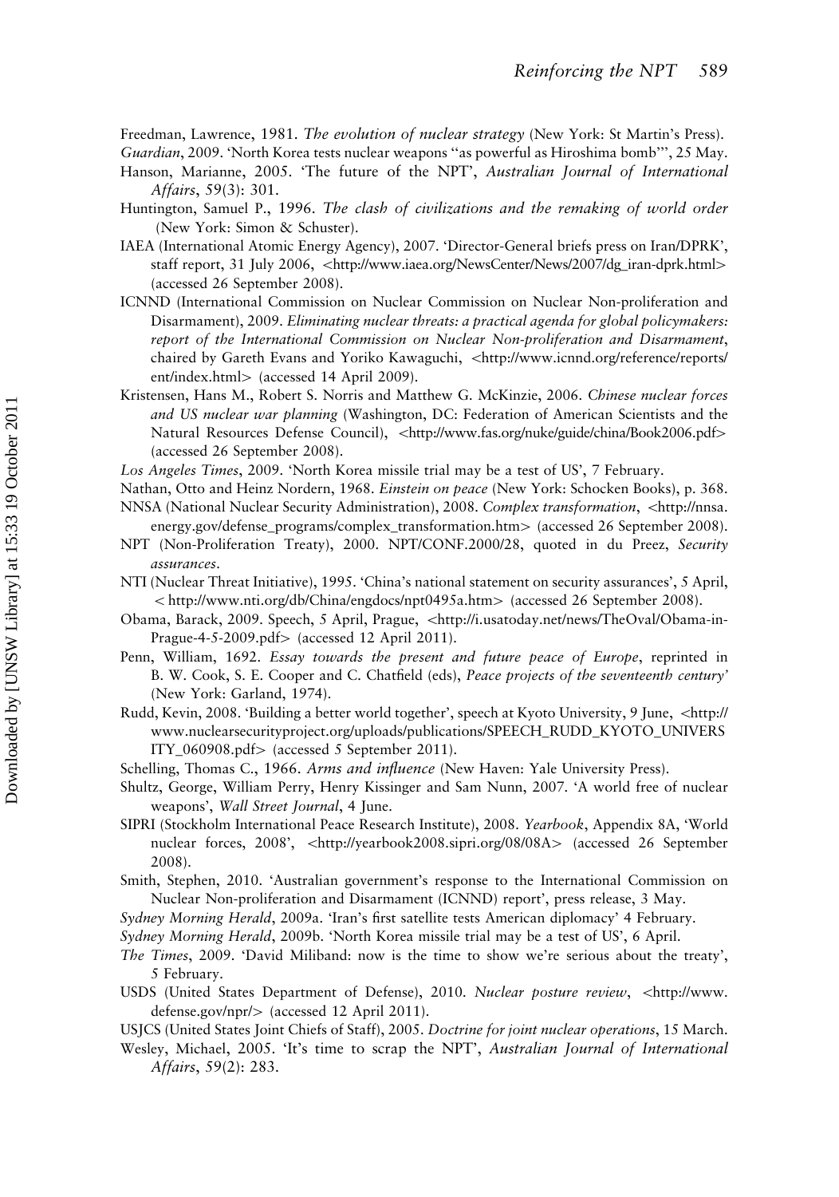Freedman, Lawrence, 1981. *The evolution of nuclear strategy* (New York: St Martin's Press).

*Guardian*, 2009. 'North Korea tests nuclear weapons ''as powerful as Hiroshima bomb''', 25 May.

Hanson, Marianne, 2005. 'The future of the NPT', *Australian Journal of International Affairs*, 59(3): 301.

Huntington, Samuel P., 1996. *The clash of civilizations and the remaking of world order* (New York: Simon & Schuster).

IAEA (International Atomic Energy Agency), 2007. 'Director-General briefs press on Iran/DPRK', staff report, 31 July 2006, <http://www.iaea.org/NewsCenter/News/2007/dg_iran-dprk.html> (accessed 26 September 2008).

ICNND (International Commission on Nuclear Commission on Nuclear Non-proliferation and Disarmament), 2009. *Eliminating nuclear threats: a practical agenda for global policymakers: report of the International Commission on Nuclear Non-proliferation and Disarmament*, chaired by Gareth Evans and Yoriko Kawaguchi, <http://www.icnnd.org/reference/reports/ent/index.html> (accessed 14 April 2009).

Kristensen, Hans M., Robert S. Norris and Matthew G. McKinzie, 2006. *Chinese nuclear forces and US nuclear war planning* (Washington, DC: Federation of American Scientists and the Natural Resources Defense Council), <http://www.fas.org/nuke/guide/china/Book2006.pdf> (accessed 26 September 2008).

*Los Angeles Times*, 2009. 'North Korea missile trial may be a test of US', 7 February.

Nathan, Otto and Heinz Nordern, 1968. *Einstein on peace* (New York: Schocken Books), p. 368.

NNSA (National Nuclear Security Administration), 2008. *Complex transformation*, <http://nnsa.energy.gov/defense_programs/complex_transformation.htm> (accessed 26 September 2008).

NPT (Non-Proliferation Treaty), 2000. NPT/CONF.2000/28, quoted in du Preez, *Security assurances*.

NTI (Nuclear Threat Initiative), 1995. 'China's national statement on security assurances', 5 April, < http://www.nti.org/db/China/engdocs/npt0495a.htm> (accessed 26 September 2008).

Obama, Barack, 2009. Speech, 5 April, Prague, <http://i.usatoday.net/news/TheOval/Obama-in-Prague-4-5-2009.pdf> (accessed 12 April 2011).

Penn, William, 1692. *Essay towards the present and future peace of Europe*, reprinted in B. W. Cook, S. E. Cooper and C. Chatfield (eds), *Peace projects of the seventeenth century'* (New York: Garland, 1974).

Rudd, Kevin, 2008. 'Building a better world together', speech at Kyoto University, 9 June, <http://www.nuclearsecurityproject.org/uploads/publications/SPEECH_RUDD_KYOTO_UNIVERSITY_060908.pdf> (accessed 5 September 2011).

Schelling, Thomas C., 1966. *Arms and influence* (New Haven: Yale University Press).

Shultz, George, William Perry, Henry Kissinger and Sam Nunn, 2007. 'A world free of nuclear weapons', *Wall Street Journal*, 4 June.

SIPRI (Stockholm International Peace Research Institute), 2008. *Yearbook*, Appendix 8A, 'World nuclear forces, 2008', <http://yearbook2008.sipri.org/08/08A> (accessed 26 September 2008).

Smith, Stephen, 2010. 'Australian government's response to the International Commission on Nuclear Non-proliferation and Disarmament (ICNND) report', press release, 3 May.

*Sydney Morning Herald*, 2009a. 'Iran's first satellite tests American diplomacy' 4 February.

*Sydney Morning Herald*, 2009b. 'North Korea missile trial may be a test of US', 6 April.

*The Times*, 2009. 'David Miliband: now is the time to show we're serious about the treaty', 5 February.

USDS (United States Department of Defense), 2010. *Nuclear posture review*, <http://www.defense.gov/npr/> (accessed 12 April 2011).

USJCS (United States Joint Chiefs of Staff), 2005. *Doctrine for joint nuclear operations*, 15 March.

Wesley, Michael, 2005. 'It's time to scrap the NPT', *Australian Journal of International Affairs*, 59(2): 283.